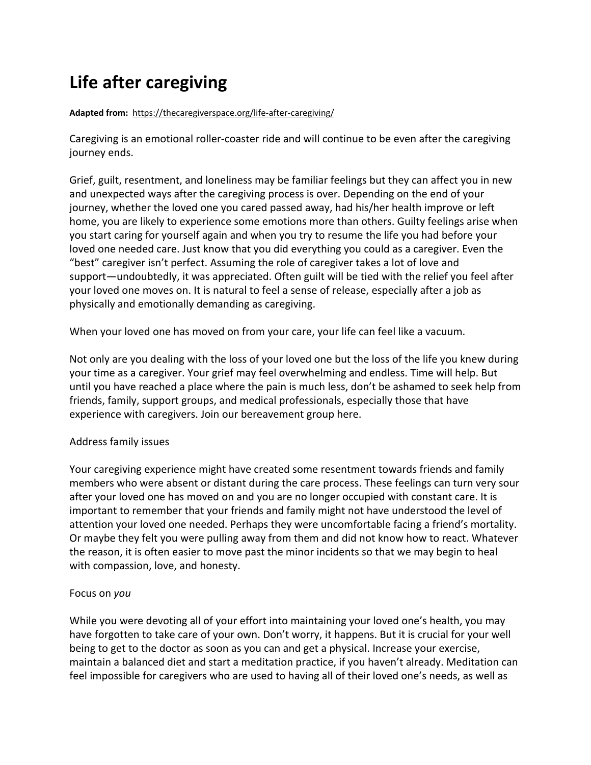# Life after caregiving

**Adapted from:** https://thecaregiverspace.org/life-after-caregiving/

Caregiving is an emotional roller-coaster ride and will continue to be even after the caregiving journey ends.

Grief, guilt, resentment, and loneliness may be familiar feelings but they can affect you in new and unexpected ways after the caregiving process is over. Depending on the end of your journey, whether the loved one you cared passed away, had his/her health improve or left home, you are likely to experience some emotions more than others. Guilty feelings arise when you start caring for yourself again and when you try to resume the life you had before your loved one needed care. Just know that you did everything you could as a caregiver. Even the "best" caregiver isn't perfect. Assuming the role of caregiver takes a lot of love and support—undoubtedly, it was appreciated. Often guilt will be tied with the relief you feel after your loved one moves on. It is natural to feel a sense of release, especially after a job as physically and emotionally demanding as caregiving.

When your loved one has moved on from your care, your life can feel like a vacuum.

Not only are you dealing with the loss of your loved one but the loss of the life you knew during your time as a caregiver. Your grief may feel overwhelming and endless. Time will help. But until you have reached a place where the pain is much less, don't be ashamed to seek help from friends, family, support groups, and medical professionals, especially those that have experience with caregivers. Join our bereavement group here.

Address family issues

Your caregiving experience might have created some resentment towards friends and family members who were absent or distant during the care process. These feelings can turn very sour after your loved one has moved on and you are no longer occupied with constant care. It is important to remember that your friends and family might not have understood the level of attention your loved one needed. Perhaps they were uncomfortable facing a friend's mortality. Or maybe they felt you were pulling away from them and did not know how to react. Whatever the reason, it is often easier to move past the minor incidents so that we may begin to heal with compassion, love, and honesty.

Focus on *you*

While you were devoting all of your effort into maintaining your loved one's health, you may have forgotten to take care of your own. Don't worry, it happens. But it is crucial for your well being to get to the doctor as soon as you can and get a physical. Increase your exercise, maintain a balanced diet and start a meditation practice, if you haven't already. Meditation can feel impossible for caregivers who are used to having all of their loved one's needs, as well as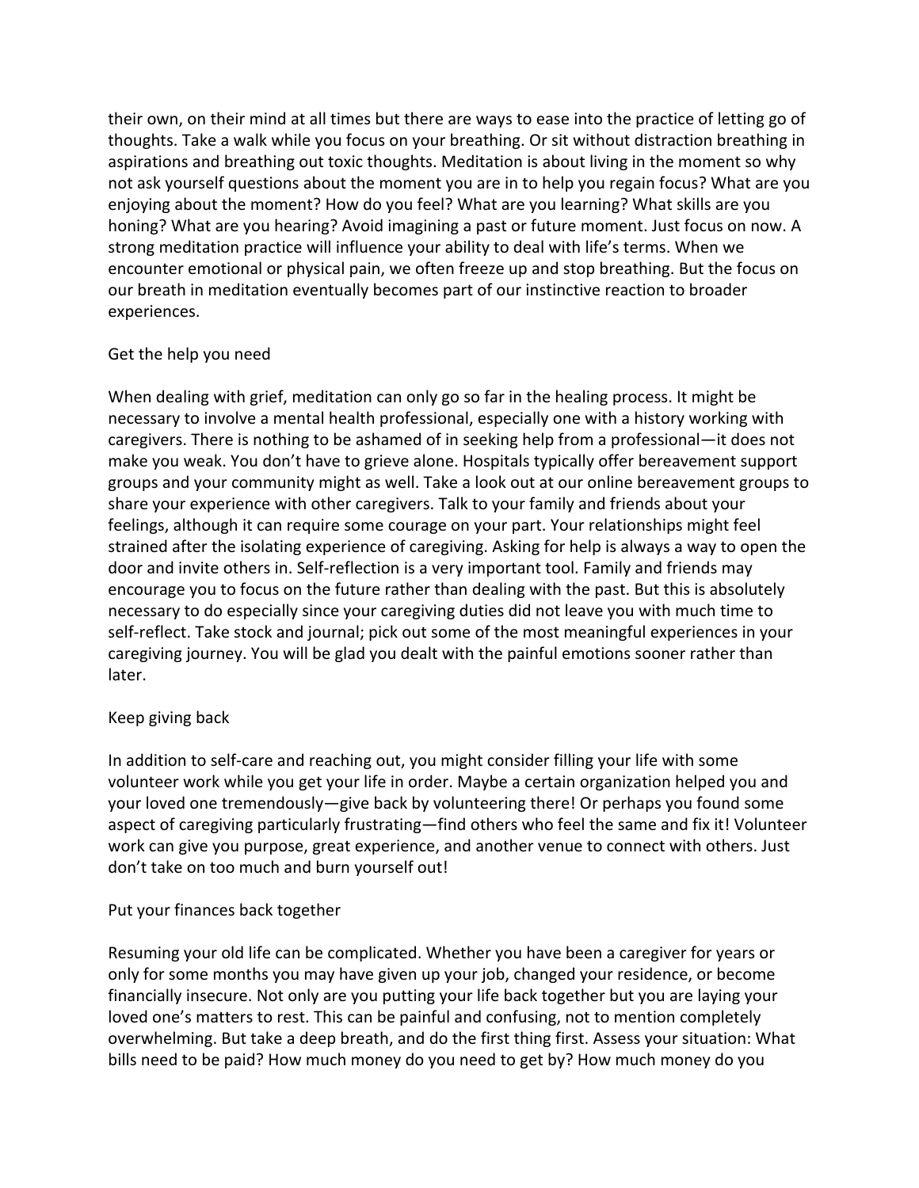their own, on their mind at all times but there are ways to ease into the practice of letting go of thoughts. Take a walk while you focus on your breathing. Or sit without distraction breathing in aspirations and breathing out toxic thoughts. Meditation is about living in the moment so why not ask yourself questions about the moment you are in to help you regain focus? What are you enjoying about the moment? How do you feel? What are you learning? What skills are you honing? What are you hearing? Avoid imagining a past or future moment. Just focus on now. A strong meditation practice will influence your ability to deal with life's terms. When we encounter emotional or physical pain, we often freeze up and stop breathing. But the focus on our breath in meditation eventually becomes part of our instinctive reaction to broader experiences.

## Get the help you need

When dealing with grief, meditation can only go so far in the healing process. It might be necessary to involve a mental health professional, especially one with a history working with caregivers. There is nothing to be ashamed of in seeking help from a professional—it does not make you weak. You don't have to grieve alone. Hospitals typically offer bereavement support groups and your community might as well. Take a look out at our online bereavement groups to share your experience with other caregivers. Talk to your family and friends about your feelings, although it can require some courage on your part. Your relationships might feel strained after the isolating experience of caregiving. Asking for help is always a way to open the door and invite others in. Self-reflection is a very important tool. Family and friends may encourage you to focus on the future rather than dealing with the past. But this is absolutely necessary to do especially since your caregiving duties did not leave you with much time to self-reflect. Take stock and journal; pick out some of the most meaningful experiences in your caregiving journey. You will be glad you dealt with the painful emotions sooner rather than later.

## Keep giving back

In addition to self-care and reaching out, you might consider filling your life with some volunteer work while you get your life in order. Maybe a certain organization helped you and your loved one tremendously—give back by volunteering there! Or perhaps you found some aspect of caregiving particularly frustrating—find others who feel the same and fix it! Volunteer work can give you purpose, great experience, and another venue to connect with others. Just don't take on too much and burn yourself out!

## Put your finances back together

Resuming your old life can be complicated. Whether you have been a caregiver for years or only for some months you may have given up your job, changed your residence, or become financially insecure. Not only are you putting your life back together but you are laying your loved one's matters to rest. This can be painful and confusing, not to mention completely overwhelming. But take a deep breath, and do the first thing first. Assess your situation: What bills need to be paid? How much money do you need to get by? How much money do you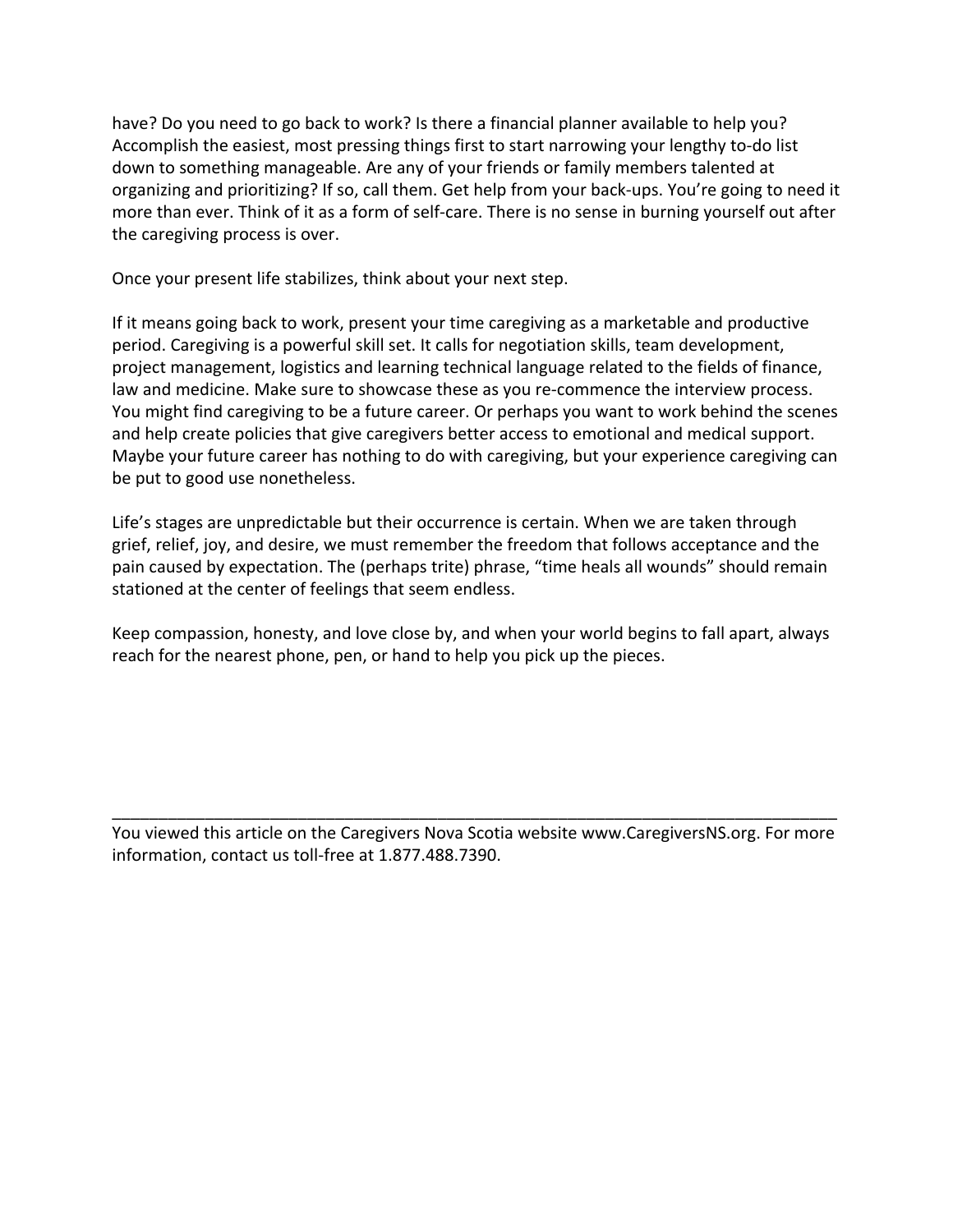have? Do you need to go back to work? Is there a financial planner available to help you? Accomplish the easiest, most pressing things first to start narrowing your lengthy to-do list down to something manageable. Are any of your friends or family members talented at organizing and prioritizing? If so, call them. Get help from your back-ups. You're going to need it more than ever. Think of it as a form of self-care. There is no sense in burning yourself out after the caregiving process is over.

Once your present life stabilizes, think about your next step.

If it means going back to work, present your time caregiving as a marketable and productive period. Caregiving is a powerful skill set. It calls for negotiation skills, team development, project management, logistics and learning technical language related to the fields of finance, law and medicine. Make sure to showcase these as you re-commence the interview process. You might find caregiving to be a future career. Or perhaps you want to work behind the scenes and help create policies that give caregivers better access to emotional and medical support. Maybe your future career has nothing to do with caregiving, but your experience caregiving can be put to good use nonetheless.

Life's stages are unpredictable but their occurrence is certain. When we are taken through grief, relief, joy, and desire, we must remember the freedom that follows acceptance and the pain caused by expectation. The (perhaps trite) phrase, "time heals all wounds" should remain stationed at the center of feelings that seem endless.

Keep compassion, honesty, and love close by, and when your world begins to fall apart, always reach for the nearest phone, pen, or hand to help you pick up the pieces.

---

You viewed this article on the Caregivers Nova Scotia website www.CaregiversNS.org. For more information, contact us toll-free at 1.877.488.7390.